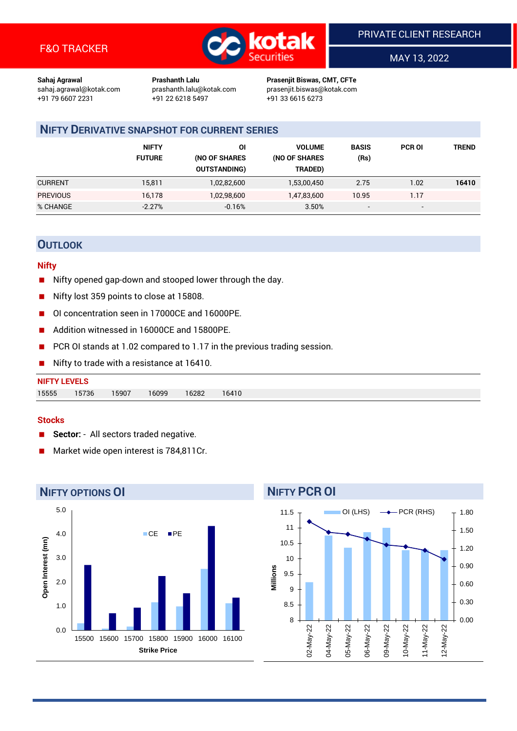F&O TRACKER

PRIVATE CLIENT RESEARCH

MAY 13, 2022

**Sahaj Agrawal**
sahaj.agrawal@kotak.com
+91 79 6607 2231

**Prashanth Lalu**
prashanth.lalu@kotak.com
+91 22 6218 5497

**Prasenjit Biswas, CMT, CFTe**
prasenjit.biswas@kotak.com
+91 33 6615 6273

## NIFTY DERIVATIVE SNAPSHOT FOR CURRENT SERIES

| | NIFTY FUTURE | OI (NO OF SHARES OUTSTANDING) | VOLUME (NO OF SHARES TRADED) | BASIS (Rs) | PCR OI | TREND |
|---|---|---|---|---|---|---|
| CURRENT | 15,811 | 1,02,82,600 | 1,53,00,450 | 2.75 | 1.02 | **16410** |
| PREVIOUS | 16,178 | 1,02,98,600 | 1,47,83,600 | 10.95 | 1.17 | |
| % CHANGE | -2.27% | -0.16% | 3.50% | - | - | |

## OUTLOOK

### Nifty

- Nifty opened gap-down and stooped lower through the day.
- Nifty lost 359 points to close at 15808.
- OI concentration seen in 17000CE and 16000PE.
- Addition witnessed in 16000CE and 15800PE.
- PCR OI stands at 1.02 compared to 1.17 in the previous trading session.
- Nifty to trade with a resistance at 16410.

**NIFTY LEVELS**

| 15555 | 15736 | 15907 | 16099 | 16282 | 16410 |
|---|---|---|---|---|---|

### Stocks

- **Sector:** - All sectors traded negative.
- Market wide open interest is 784,811Cr.

## NIFTY OPTIONS OI

| Strike Price | CE (mn) | PE (mn) |
|---|---|---|
| 15500 | 0.3 | 2.7 |
| 15600 | 0.1 | 0.7 |
| 15700 | 0.2 | 0.9 |
| 15800 | 1.2 | 2.3 |
| 15900 | 1.0 | 1.5 |
| 16000 | 2.6 | 4.3 |
| 16100 | 1.1 | 1.4 |

## NIFTY PCR OI

| Date | OI (LHS, Millions) | PCR (RHS) |
|---|---|---|
| 02-May-22 | 9.2 | 1.65 |
| 04-May-22 | 10.7 | 1.47 |
| 05-May-22 | 10.4 | 1.44 |
| 06-May-22 | 10.8 | 1.36 |
| 09-May-22 | 11.0 | 1.26 |
| 10-May-22 | 10.3 | 1.23 |
| 11-May-22 | 10.3 | 1.17 |
| 12-May-22 | 10.3 | 1.02 |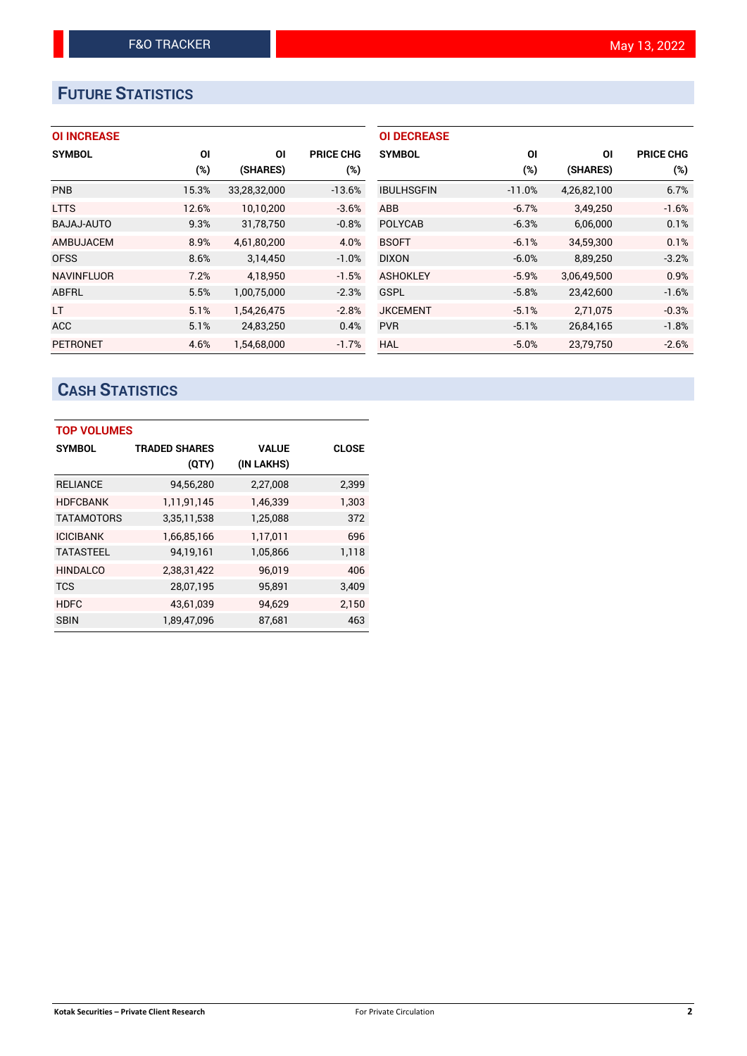# FUTURE STATISTICS

### OI INCREASE

| SYMBOL | OI (%) | OI (SHARES) | PRICE CHG (%) |
|---|---|---|---|
| PNB | 15.3% | 33,28,32,000 | -13.6% |
| LTTS | 12.6% | 10,10,200 | -3.6% |
| BAJAJ-AUTO | 9.3% | 31,78,750 | -0.8% |
| AMBUJACEM | 8.9% | 4,61,80,200 | 4.0% |
| OFSS | 8.6% | 3,14,450 | -1.0% |
| NAVINFLUOR | 7.2% | 4,18,950 | -1.5% |
| ABFRL | 5.5% | 1,00,75,000 | -2.3% |
| LT | 5.1% | 1,54,26,475 | -2.8% |
| ACC | 5.1% | 24,83,250 | 0.4% |
| PETRONET | 4.6% | 1,54,68,000 | -1.7% |

### OI DECREASE

| SYMBOL | OI (%) | OI (SHARES) | PRICE CHG (%) |
|---|---|---|---|
| IBULHSGFIN | -11.0% | 4,26,82,100 | 6.7% |
| ABB | -6.7% | 3,49,250 | -1.6% |
| POLYCAB | -6.3% | 6,06,000 | 0.1% |
| BSOFT | -6.1% | 34,59,300 | 0.1% |
| DIXON | -6.0% | 8,89,250 | -3.2% |
| ASHOKLEY | -5.9% | 3,06,49,500 | 0.9% |
| GSPL | -5.8% | 23,42,600 | -1.6% |
| JKCEMENT | -5.1% | 2,71,075 | -0.3% |
| PVR | -5.1% | 26,84,165 | -1.8% |
| HAL | -5.0% | 23,79,750 | -2.6% |

# CASH STATISTICS

### TOP VOLUMES

| SYMBOL | TRADED SHARES (QTY) | VALUE (IN LAKHS) | CLOSE |
|---|---|---|---|
| RELIANCE | 94,56,280 | 2,27,008 | 2,399 |
| HDFCBANK | 1,11,91,145 | 1,46,339 | 1,303 |
| TATAMOTORS | 3,35,11,538 | 1,25,088 | 372 |
| ICICIBANK | 1,66,85,166 | 1,17,011 | 696 |
| TATASTEEL | 94,19,161 | 1,05,866 | 1,118 |
| HINDALCO | 2,38,31,422 | 96,019 | 406 |
| TCS | 28,07,195 | 95,891 | 3,409 |
| HDFC | 43,61,039 | 94,629 | 2,150 |
| SBIN | 1,89,47,096 | 87,681 | 463 |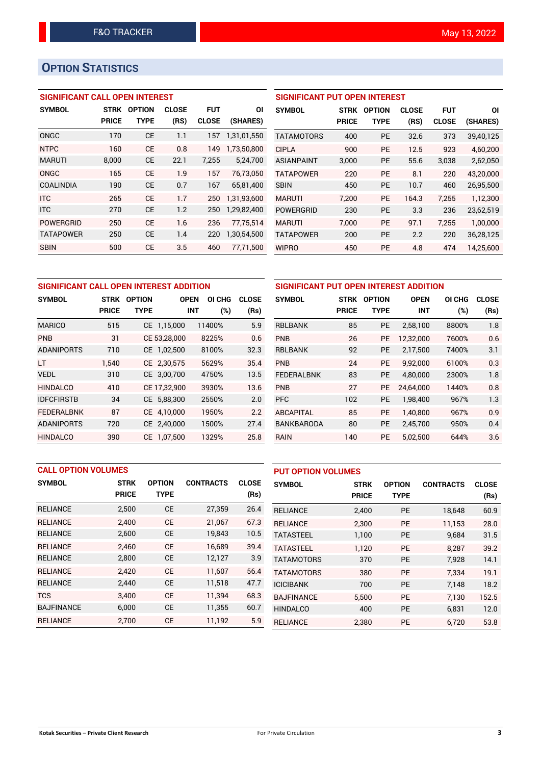F&O TRACKER — May 13, 2022

# OPTION STATISTICS

### SIGNIFICANT CALL OPEN INTEREST

| SYMBOL | STRK PRICE | OPTION TYPE | CLOSE (RS) | FUT CLOSE | OI (SHARES) |
|---|---|---|---|---|---|
| ONGC | 170 | CE | 1.1 | 157 | 1,31,01,550 |
| NTPC | 160 | CE | 0.8 | 149 | 1,73,50,800 |
| MARUTI | 8,000 | CE | 22.1 | 7,255 | 5,24,700 |
| ONGC | 165 | CE | 1.9 | 157 | 76,73,050 |
| COALINDIA | 190 | CE | 0.7 | 167 | 65,81,400 |
| ITC | 265 | CE | 1.7 | 250 | 1,31,93,600 |
| ITC | 270 | CE | 1.2 | 250 | 1,29,82,400 |
| POWERGRID | 250 | CE | 1.6 | 236 | 77,75,514 |
| TATAPOWER | 250 | CE | 1.4 | 220 | 1,30,54,500 |
| SBIN | 500 | CE | 3.5 | 460 | 77,71,500 |

### SIGNIFICANT PUT OPEN INTEREST

| SYMBOL | STRK PRICE | OPTION TYPE | CLOSE (RS) | FUT CLOSE | OI (SHARES) |
|---|---|---|---|---|---|
| TATAMOTORS | 400 | PE | 32.6 | 373 | 39,40,125 |
| CIPLA | 900 | PE | 12.5 | 923 | 4,60,200 |
| ASIANPAINT | 3,000 | PE | 55.6 | 3,038 | 2,62,050 |
| TATAPOWER | 220 | PE | 8.1 | 220 | 43,20,000 |
| SBIN | 450 | PE | 10.7 | 460 | 26,95,500 |
| MARUTI | 7,200 | PE | 164.3 | 7,255 | 1,12,300 |
| POWERGRID | 230 | PE | 3.3 | 236 | 23,62,519 |
| MARUTI | 7,000 | PE | 97.1 | 7,255 | 1,00,000 |
| TATAPOWER | 200 | PE | 2.2 | 220 | 36,28,125 |
| WIPRO | 450 | PE | 4.8 | 474 | 14,25,600 |

### SIGNIFICANT CALL OPEN INTEREST ADDITION

| SYMBOL | STRK PRICE | OPTION TYPE | OPEN INT | OI CHG (%) | CLOSE (Rs) |
|---|---|---|---|---|---|
| MARICO | 515 | CE | 1,15,000 | 11400% | 5.9 |
| PNB | 31 | CE | 53,28,000 | 8225% | 0.6 |
| ADANIPORTS | 710 | CE | 1,02,500 | 8100% | 32.3 |
| LT | 1,540 | CE | 2,30,575 | 5629% | 35.4 |
| VEDL | 310 | CE | 3,00,700 | 4750% | 13.5 |
| HINDALCO | 410 | CE | 17,32,900 | 3930% | 13.6 |
| IDFCFIRSTB | 34 | CE | 5,88,300 | 2550% | 2.0 |
| FEDERALBNK | 87 | CE | 4,10,000 | 1950% | 2.2 |
| ADANIPORTS | 720 | CE | 2,40,000 | 1500% | 27.4 |
| HINDALCO | 390 | CE | 1,07,500 | 1329% | 25.8 |

### SIGNIFICANT PUT OPEN INTEREST ADDITION

| SYMBOL | STRK PRICE | OPTION TYPE | OPEN INT | OI CHG (%) | CLOSE (Rs) |
|---|---|---|---|---|---|
| RBLBANK | 85 | PE | 2,58,100 | 8800% | 1.8 |
| PNB | 26 | PE | 12,32,000 | 7600% | 0.6 |
| RBLBANK | 92 | PE | 2,17,500 | 7400% | 3.1 |
| PNB | 24 | PE | 9,92,000 | 6100% | 0.3 |
| FEDERALBNK | 83 | PE | 4,80,000 | 2300% | 1.8 |
| PNB | 27 | PE | 24,64,000 | 1440% | 0.8 |
| PFC | 102 | PE | 1,98,400 | 967% | 1.3 |
| ABCAPITAL | 85 | PE | 1,40,800 | 967% | 0.9 |
| BANKBARODA | 80 | PE | 2,45,700 | 950% | 0.4 |
| RAIN | 140 | PE | 5,02,500 | 644% | 3.6 |

### CALL OPTION VOLUMES

| SYMBOL | STRK PRICE | OPTION TYPE | CONTRACTS | CLOSE (Rs) |
|---|---|---|---|---|
| RELIANCE | 2,500 | CE | 27,359 | 26.4 |
| RELIANCE | 2,400 | CE | 21,067 | 67.3 |
| RELIANCE | 2,600 | CE | 19,843 | 10.5 |
| RELIANCE | 2,460 | CE | 16,689 | 39.4 |
| RELIANCE | 2,800 | CE | 12,127 | 3.9 |
| RELIANCE | 2,420 | CE | 11,607 | 56.4 |
| RELIANCE | 2,440 | CE | 11,518 | 47.7 |
| TCS | 3,400 | CE | 11,394 | 68.3 |
| BAJFINANCE | 6,000 | CE | 11,355 | 60.7 |
| RELIANCE | 2,700 | CE | 11,192 | 5.9 |

### PUT OPTION VOLUMES

| SYMBOL | STRK PRICE | OPTION TYPE | CONTRACTS | CLOSE (Rs) |
|---|---|---|---|---|
| RELIANCE | 2,400 | PE | 18,648 | 60.9 |
| RELIANCE | 2,300 | PE | 11,153 | 28.0 |
| TATASTEEL | 1,100 | PE | 9,684 | 31.5 |
| TATASTEEL | 1,120 | PE | 8,287 | 39.2 |
| TATAMOTORS | 370 | PE | 7,928 | 14.1 |
| TATAMOTORS | 380 | PE | 7,334 | 19.1 |
| ICICIBANK | 700 | PE | 7,148 | 18.2 |
| BAJFINANCE | 5,500 | PE | 7,130 | 152.5 |
| HINDALCO | 400 | PE | 6,831 | 12.0 |
| RELIANCE | 2,380 | PE | 6,720 | 53.8 |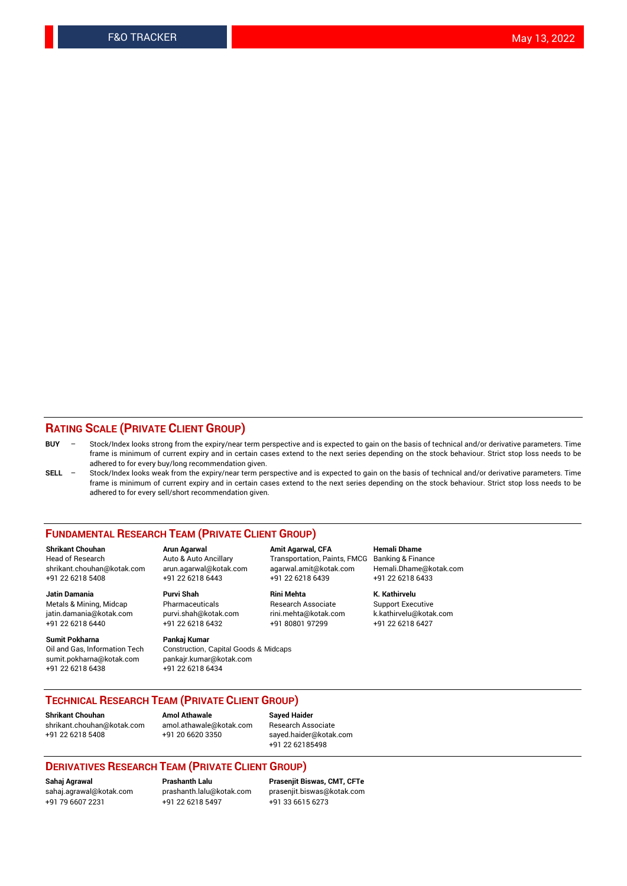## RATING SCALE (PRIVATE CLIENT GROUP)

**BUY** – Stock/Index looks strong from the expiry/near term perspective and is expected to gain on the basis of technical and/or derivative parameters. Time frame is minimum of current expiry and in certain cases extend to the next series depending on the stock behaviour. Strict stop loss needs to be adhered to for every buy/long recommendation given.

**SELL** – Stock/Index looks weak from the expiry/near term perspective and is expected to gain on the basis of technical and/or derivative parameters. Time frame is minimum of current expiry and in certain cases extend to the next series depending on the stock behaviour. Strict stop loss needs to be adhered to for every sell/short recommendation given.

## FUNDAMENTAL RESEARCH TEAM (PRIVATE CLIENT GROUP)

**Shrikant Chouhan**
Head of Research
shrikant.chouhan@kotak.com
+91 22 6218 5408

**Arun Agarwal**
Auto & Auto Ancillary
arun.agarwal@kotak.com
+91 22 6218 6443

**Amit Agarwal, CFA**
Transportation, Paints, FMCG
agarwal.amit@kotak.com
+91 22 6218 6439

**Hemali Dhame**
Banking & Finance
Hemali.Dhame@kotak.com
+91 22 6218 6433

**Jatin Damania**
Metals & Mining, Midcap
jatin.damania@kotak.com
+91 22 6218 6440

**Purvi Shah**
Pharmaceuticals
purvi.shah@kotak.com
+91 22 6218 6432

**Rini Mehta**
Research Associate
rini.mehta@kotak.com
+91 80801 97299

**K. Kathirvelu**
Support Executive
k.kathirvelu@kotak.com
+91 22 6218 6427

**Sumit Pokharna**
Oil and Gas, Information Tech
sumit.pokharna@kotak.com
+91 22 6218 6438

**Pankaj Kumar**
Construction, Capital Goods & Midcaps
pankajr.kumar@kotak.com
+91 22 6218 6434

## TECHNICAL RESEARCH TEAM (PRIVATE CLIENT GROUP)

**Shrikant Chouhan**
shrikant.chouhan@kotak.com
+91 22 6218 5408

**Amol Athawale**
amol.athawale@kotak.com
+91 20 6620 3350

**Sayed Haider**
Research Associate
sayed.haider@kotak.com
+91 22 62185498

## DERIVATIVES RESEARCH TEAM (PRIVATE CLIENT GROUP)

**Sahaj Agrawal**
sahaj.agrawal@kotak.com
+91 79 6607 2231

**Prashanth Lalu**
prashanth.lalu@kotak.com
+91 22 6218 5497

**Prasenjit Biswas, CMT, CFTe**
prasenjit.biswas@kotak.com
+91 33 6615 6273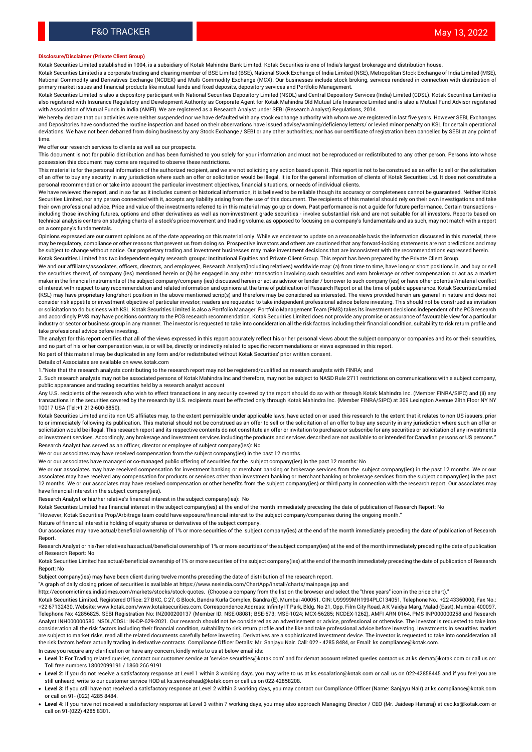**Disclosure/Disclaimer (Private Client Group)**

Kotak Securities Limited established in 1994, is a subsidiary of Kotak Mahindra Bank Limited. Kotak Securities is one of India's largest brokerage and distribution house.

Kotak Securities Limited is a corporate trading and clearing member of BSE Limited (BSE), National Stock Exchange of India Limited (NSE), Metropolitan Stock Exchange of India Limited (MSE), National Commodity and Derivatives Exchange (NCDEX) and Multi Commodity Exchange (MCX). Our businesses include stock broking, services rendered in connection with distribution of primary market issues and financial products like mutual funds and fixed deposits, depository services and Portfolio Management.

Kotak Securities Limited is also a depository participant with National Securities Depository Limited (NSDL) and Central Depository Services (India) Limited (CDSL). Kotak Securities Limited is also registered with Insurance Regulatory and Development Authority as Corporate Agent for Kotak Mahindra Old Mutual Life Insurance Limited and is also a Mutual Fund Advisor registered with Association of Mutual Funds in India (AMFI). We are registered as a Research Analyst under SEBI (Research Analyst) Regulations, 2014.

We hereby declare that our activities were neither suspended nor we have defaulted with any stock exchange authority with whom we are registered in last five years. However SEBI, Exchanges and Depositories have conducted the routine inspection and based on their observations have issued advise/warning/deficiency letters/ or levied minor penalty on KSL for certain operational deviations. We have not been debarred from doing business by any Stock Exchange / SEBI or any other authorities; nor has our certificate of registration been cancelled by SEBI at any point of time.

We offer our research services to clients as well as our prospects.

This document is not for public distribution and has been furnished to you solely for your information and must not be reproduced or redistributed to any other person. Persons into whose possession this document may come are required to observe these restrictions.

This material is for the personal information of the authorized recipient, and we are not soliciting any action based upon it. This report is not to be construed as an offer to sell or the solicitation of an offer to buy any security in any jurisdiction where such an offer or solicitation would be illegal. It is for the general information of clients of Kotak Securities Ltd. It does not constitute a personal recommendation or take into account the particular investment objectives, financial situations, or needs of individual clients.

We have reviewed the report, and in so far as it includes current or historical information, it is believed to be reliable though its accuracy or completeness cannot be guaranteed. Neither Kotak Securities Limited, nor any person connected with it, accepts any liability arising from the use of this document. The recipients of this material should rely on their own investigations and take their own professional advice. Price and value of the investments referred to in this material may go up or down. Past performance is not a guide for future performance. Certain transactions - including those involving futures, options and other derivatives as well as non-investment grade securities - involve substantial risk and are not suitable for all investors. Reports based on technical analysis centers on studying charts of a stock's price movement and trading volume, as opposed to focusing on a company's fundamentals and as such, may not match with a report on a company's fundamentals.

Opinions expressed are our current opinions as of the date appearing on this material only. While we endeavor to update on a reasonable basis the information discussed in this material, there may be regulatory, compliance or other reasons that prevent us from doing so. Prospective investors and others are cautioned that any forward-looking statements are not predictions and may be subject to change without notice. Our proprietary trading and investment businesses may make investment decisions that are inconsistent with the recommendations expressed herein.

Kotak Securities Limited has two independent equity research groups: Institutional Equities and Private Client Group. This report has been prepared by the Private Client Group.

We and our affiliates/associates, officers, directors, and employees, Research Analyst(including relatives) worldwide may: (a) from time to time, have long or short positions in, and buy or sell the securities thereof, of company (ies) mentioned herein or (b) be engaged in any other transaction involving such securities and earn brokerage or other compensation or act as a market maker in the financial instruments of the subject company/company (ies) discussed herein or act as advisor or lender / borrower to such company (ies) or have other potential/material conflict of interest with respect to any recommendation and related information and opinions at the time of publication of Research Report or at the time of public appearance. Kotak Securities Limited (KSL) may have proprietary long/short position in the above mentioned scrip(s) and therefore may be considered as interested. The views provided herein are general in nature and does not consider risk appetite or investment objective of particular investor; readers are requested to take independent professional advice before investing. This should not be construed as invitation or solicitation to do business with KSL. Kotak Securities Limited is also a Portfolio Manager. Portfolio Management Team (PMS) takes its investment decisions independent of the PCG research and accordingly PMS may have positions contrary to the PCG research recommendation. Kotak Securities Limited does not provide any promise or assurance of favourable view for a particular industry or sector or business group in any manner. The investor is requested to take into consideration all the risk factors including their financial condition, suitability to risk return profile and take professional advice before investing.

The analyst for this report certifies that all of the views expressed in this report accurately reflect his or her personal views about the subject company or companies and its or their securities, and no part of his or her compensation was, is or will be, directly or indirectly related to specific recommendations or views expressed in this report.

No part of this material may be duplicated in any form and/or redistributed without Kotak Securities' prior written consent.

Details of Associates are available on www.kotak.com

1."Note that the research analysts contributing to the research report may not be registered/qualified as research analysts with FINRA; and

2. Such research analysts may not be associated persons of Kotak Mahindra Inc and therefore, may not be subject to NASD Rule 2711 restrictions on communications with a subject company, public appearances and trading securities held by a research analyst account

Any U.S. recipients of the research who wish to effect transactions in any security covered by the report should do so with or through Kotak Mahindra Inc. (Member FINRA/SIPC) and (ii) any transactions in the securities covered by the research by U.S. recipients must be effected only through Kotak Mahindra Inc. (Member FINRA/SIPC) at 369 Lexington Avenue 28th Floor NY NY 10017 USA (Tel:+1 212-600-8850).

Kotak Securities Limited and its non US affiliates may, to the extent permissible under applicable laws, have acted on or used this research to the extent that it relates to non US issuers, prior to or immediately following its publication. This material should not be construed as an offer to sell or the solicitation of an offer to buy any security in any jurisdiction where such an offer or solicitation would be illegal. This research report and its respective contents do not constitute an offer or invitation to purchase or subscribe for any securities or solicitation of any investments or investment services. Accordingly, any brokerage and investment services including the products and services described are not available to or intended for Canadian persons or US persons."

Research Analyst has served as an officer, director or employee of subject company(ies): No

We or our associates may have received compensation from the subject company(ies) in the past 12 months.

We or our associates have managed or co-managed public offering of securities for the subject company(ies) in the past 12 months: No

We or our associates may have received compensation for investment banking or merchant banking or brokerage services from the subject company(ies) in the past 12 months. We or our associates may have received any compensation for products or services other than investment banking or merchant banking or brokerage services from the subject company(ies) in the past 12 months. We or our associates may have received compensation or other benefits from the subject company(ies) or third party in connection with the research report. Our associates may have financial interest in the subject company(ies).

Research Analyst or his/her relative's financial interest in the subject company(ies): No

Kotak Securities Limited has financial interest in the subject company(ies) at the end of the month immediately preceding the date of publication of Research Report: No

"However, Kotak Securities Prop/Arbitrage team could have exposure/financial interest to the subject company/companies during the ongoing month."

Nature of financial interest is holding of equity shares or derivatives of the subject company.

Our associates may have actual/beneficial ownership of 1% or more securities of the subject company(ies) at the end of the month immediately preceding the date of publication of Research Report.

Research Analyst or his/her relatives has actual/beneficial ownership of 1% or more securities of the subject company(ies) at the end of the month immediately preceding the date of publication of Research Report: No

Kotak Securities Limited has actual/beneficial ownership of 1% or more securities of the subject company(ies) at the end of the month immediately preceding the date of publication of Research Report: No

Subject company(ies) may have been client during twelve months preceding the date of distribution of the research report.

"A graph of daily closing prices of securities is available at https://www.nseindia.com/ChartApp/install/charts/mainpage.jsp and

http://economictimes.indiatimes.com/markets/stocks/stock-quotes. (Choose a company from the list on the browser and select the "three years" icon in the price chart)."

Kotak Securities Limited. Registered Office: 27 BKC, C 27, G Block, Bandra Kurla Complex, Bandra (E), Mumbai 400051. CIN: U99999MH1994PLC134051, Telephone No.: +22 43360000, Fax No.: +22 67132430. Website: www.kotak.com/www.kotaksecurities.com. Correspondence Address: Infinity IT Park, Bldg. No 21, Opp. Film City Road, A K Vaidya Marg, Malad (East), Mumbai 400097. Telephone No: 42856825. SEBI Registration No: INZ000200137 (Member ID: NSE-08081; BSE-673; MSE-1024; MCX-56285; NCDEX-1262), AMFI ARN 0164, PMS INP000000258 and Research Analyst INH000000586. NSDL/CDSL: IN-DP-629-2021. Our research should not be considered as an advertisement or advice, professional or otherwise. The investor is requested to take into consideration all the risk factors including their financial condition, suitability to risk return profile and the like and take professional advice before investing. Investments in securities market are subject to market risks, read all the related documents carefully before investing. Derivatives are a sophisticated investment device. The investor is requested to take into consideration all the risk factors before actually trading in derivative contracts. Compliance Officer Details: Mr. Sanjayu Nair. Call: 022 - 4285 8484, or Email: ks.compliance@kotak.com.

In case you require any clarification or have any concern, kindly write to us at below email ids:

- **Level 1:** For Trading related queries, contact our customer service at 'service.securities@kotak.com' and for demat account related queries contact us at ks.demat@kotak.com or call us on: Toll free numbers 18002099191 / 1860 266 9191
- **Level 2:** If you do not receive a satisfactory response at Level 1 within 3 working days, you may write to us at ks.escalation@kotak.com or call us on 022-42858445 and if you feel you are still unheard, write to our customer service HOD at ks.servicehead@kotak.com or call us on 022-42858208.
- **Level 3:** If you still have not received a satisfactory response at Level 2 within 3 working days, you may contact our Compliance Officer (Name: Sanjayu Nair) at ks.compliance@kotak.com or call on 91- (022) 4285 8484.
- **Level 4:** If you have not received a satisfactory response at Level 3 within 7 working days, you may also approach Managing Director / CEO (Mr. Jaideep Hansraj) at ceo.ks@kotak.com or call on 91-(022) 4285 8301.